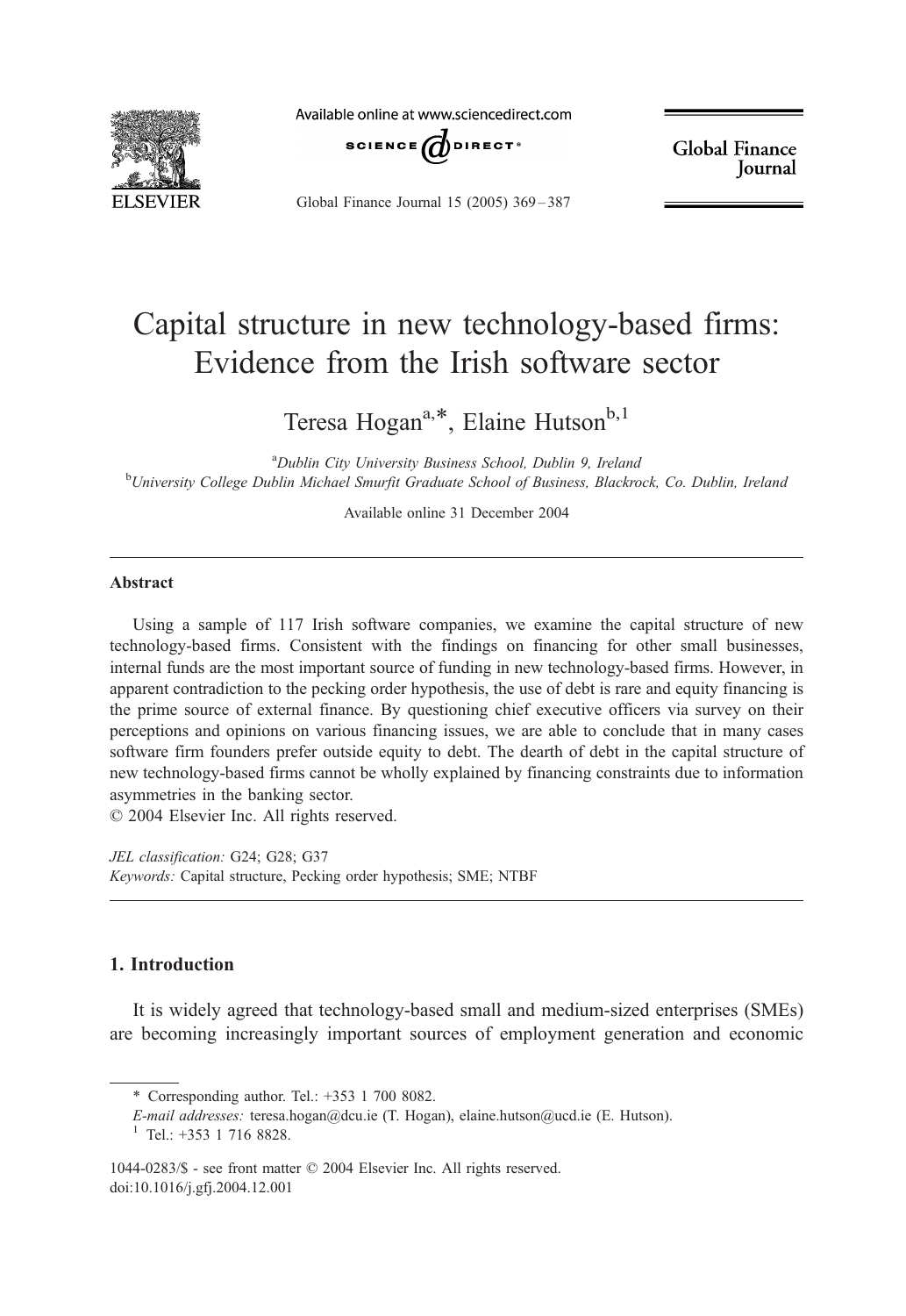# Capital structure in new technology-based firms: Evidence from the Irish software sector

Teresa Hogan[a,*], Elaine Hutson[b,1]

[a]*Dublin City University Business School, Dublin 9, Ireland*
[b]*University College Dublin Michael Smurfit Graduate School of Business, Blackrock, Co. Dublin, Ireland*

Available online 31 December 2004

## Abstract

Using a sample of 117 Irish software companies, we examine the capital structure of new technology-based firms. Consistent with the findings on financing for other small businesses, internal funds are the most important source of funding in new technology-based firms. However, in apparent contradiction to the pecking order hypothesis, the use of debt is rare and equity financing is the prime source of external finance. By questioning chief executive officers via survey on their perceptions and opinions on various financing issues, we are able to conclude that in many cases software firm founders prefer outside equity to debt. The dearth of debt in the capital structure of new technology-based firms cannot be wholly explained by financing constraints due to information asymmetries in the banking sector.

© 2004 Elsevier Inc. All rights reserved.

*JEL classification:* G24; G28; G37

*Keywords:* Capital structure, Pecking order hypothesis; SME; NTBF

## 1. Introduction

It is widely agreed that technology-based small and medium-sized enterprises (SMEs) are becoming increasingly important sources of employment generation and economic

---

\* Corresponding author. Tel.: +353 1 700 8082.

*E-mail addresses:* teresa.hogan@dcu.ie (T. Hogan), elaine.hutson@ucd.ie (E. Hutson).

[1] Tel.: +353 1 716 8828.

1044-0283/$ - see front matter © 2004 Elsevier Inc. All rights reserved.
doi:10.1016/j.gfj.2004.12.001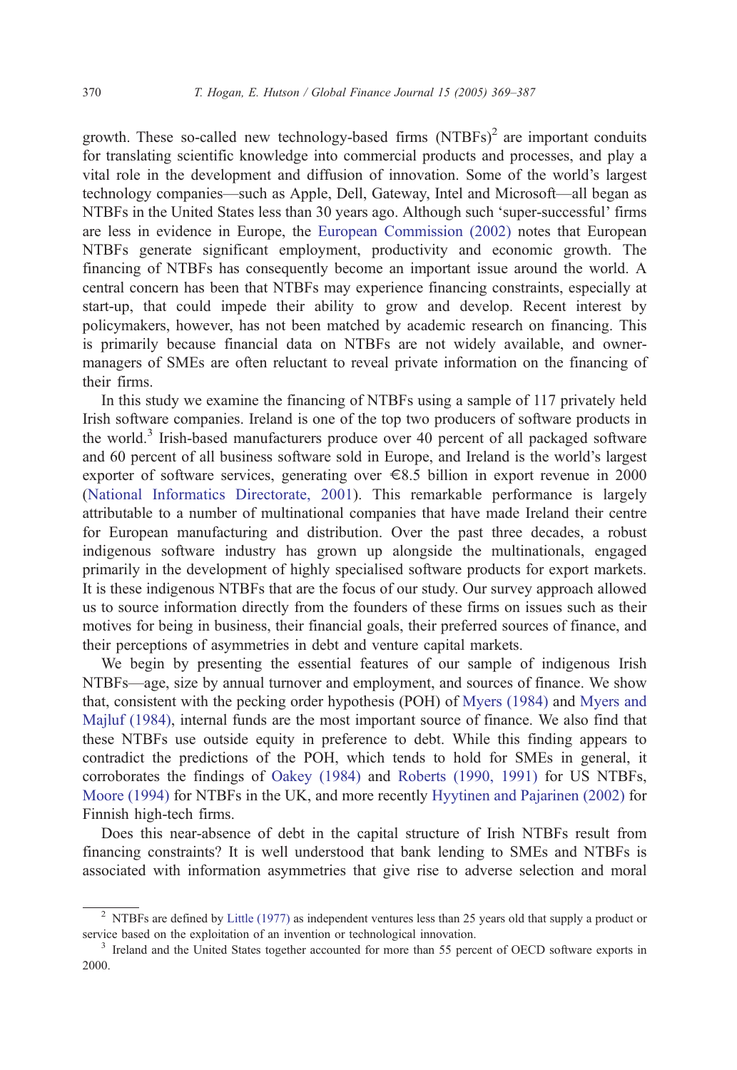growth. These so-called new technology-based firms (NTBFs)[2] are important conduits for translating scientific knowledge into commercial products and processes, and play a vital role in the development and diffusion of innovation. Some of the world's largest technology companies—such as Apple, Dell, Gateway, Intel and Microsoft—all began as NTBFs in the United States less than 30 years ago. Although such 'super-successful' firms are less in evidence in Europe, the European Commission (2002) notes that European NTBFs generate significant employment, productivity and economic growth. The financing of NTBFs has consequently become an important issue around the world. A central concern has been that NTBFs may experience financing constraints, especially at start-up, that could impede their ability to grow and develop. Recent interest by policymakers, however, has not been matched by academic research on financing. This is primarily because financial data on NTBFs are not widely available, and owner-managers of SMEs are often reluctant to reveal private information on the financing of their firms.

In this study we examine the financing of NTBFs using a sample of 117 privately held Irish software companies. Ireland is one of the top two producers of software products in the world.[3] Irish-based manufacturers produce over 40 percent of all packaged software and 60 percent of all business software sold in Europe, and Ireland is the world's largest exporter of software services, generating over €8.5 billion in export revenue in 2000 (National Informatics Directorate, 2001). This remarkable performance is largely attributable to a number of multinational companies that have made Ireland their centre for European manufacturing and distribution. Over the past three decades, a robust indigenous software industry has grown up alongside the multinationals, engaged primarily in the development of highly specialised software products for export markets. It is these indigenous NTBFs that are the focus of our study. Our survey approach allowed us to source information directly from the founders of these firms on issues such as their motives for being in business, their financial goals, their preferred sources of finance, and their perceptions of asymmetries in debt and venture capital markets.

We begin by presenting the essential features of our sample of indigenous Irish NTBFs—age, size by annual turnover and employment, and sources of finance. We show that, consistent with the pecking order hypothesis (POH) of Myers (1984) and Myers and Majluf (1984), internal funds are the most important source of finance. We also find that these NTBFs use outside equity in preference to debt. While this finding appears to contradict the predictions of the POH, which tends to hold for SMEs in general, it corroborates the findings of Oakey (1984) and Roberts (1990, 1991) for US NTBFs, Moore (1994) for NTBFs in the UK, and more recently Hyytinen and Pajarinen (2002) for Finnish high-tech firms.

Does this near-absence of debt in the capital structure of Irish NTBFs result from financing constraints? It is well understood that bank lending to SMEs and NTBFs is associated with information asymmetries that give rise to adverse selection and moral

[2] NTBFs are defined by Little (1977) as independent ventures less than 25 years old that supply a product or service based on the exploitation of an invention or technological innovation.

[3] Ireland and the United States together accounted for more than 55 percent of OECD software exports in 2000.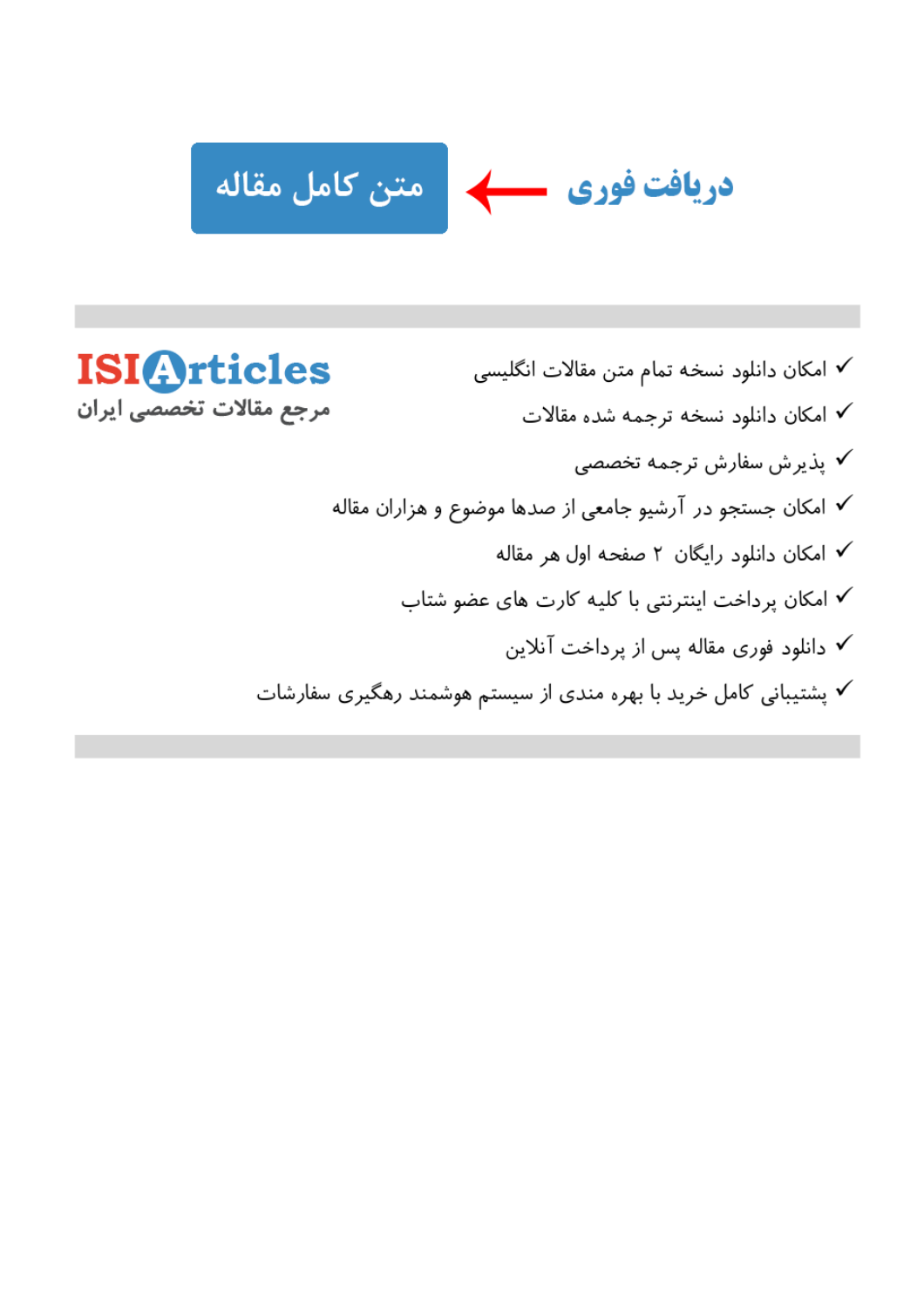دریافت فوری ← **متن کامل مقاله**

**ISIArticles**
مرجع مقالات تخصصی ایران

- ✓ امکان دانلود نسخه تمام متن مقالات انگلیسی
- ✓ امکان دانلود نسخه ترجمه شده مقالات
- ✓ پذیرش سفارش ترجمه تخصصی
- ✓ امکان جستجو در آرشیو جامعی از صدها موضوع و هزاران مقاله
- ✓ امکان دانلود رایگان ۲ صفحه اول هر مقاله
- ✓ امکان پرداخت اینترنتی با کلیه کارت های عضو شتاب
- ✓ دانلود فوری مقاله پس از پرداخت آنلاین
- ✓ پشتیبانی کامل خرید با بهره مندی از سیستم هوشمند رهگیری سفارشات